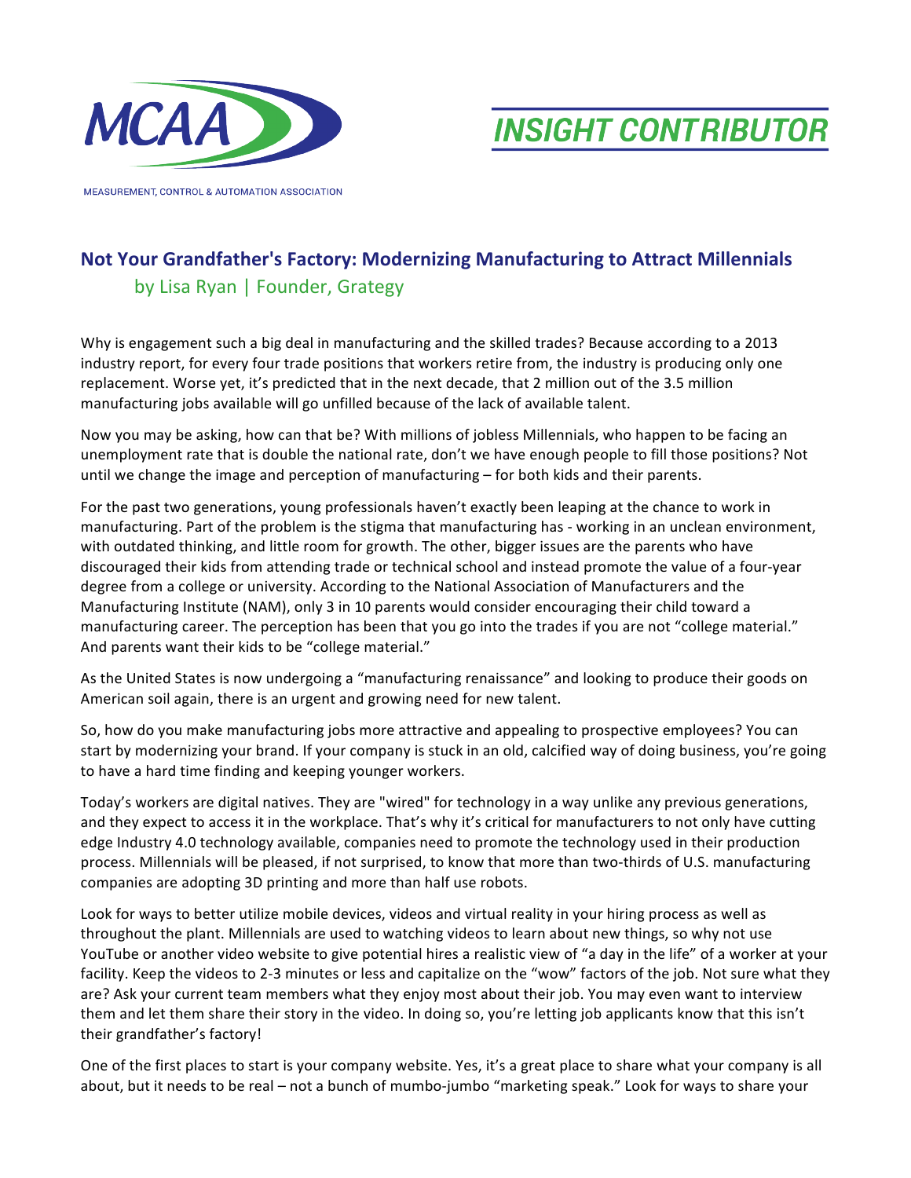MCAA

MEASUREMENT, CONTROL & AUTOMATION ASSOCIATION

INSIGHT CONTRIBUTOR

## Not Your Grandfather's Factory: Modernizing Manufacturing to Attract Millennials

by Lisa Ryan | Founder, Grategy

Why is engagement such a big deal in manufacturing and the skilled trades? Because according to a 2013 industry report, for every four trade positions that workers retire from, the industry is producing only one replacement. Worse yet, it's predicted that in the next decade, that 2 million out of the 3.5 million manufacturing jobs available will go unfilled because of the lack of available talent.

Now you may be asking, how can that be? With millions of jobless Millennials, who happen to be facing an unemployment rate that is double the national rate, don't we have enough people to fill those positions? Not until we change the image and perception of manufacturing – for both kids and their parents.

For the past two generations, young professionals haven't exactly been leaping at the chance to work in manufacturing. Part of the problem is the stigma that manufacturing has - working in an unclean environment, with outdated thinking, and little room for growth. The other, bigger issues are the parents who have discouraged their kids from attending trade or technical school and instead promote the value of a four-year degree from a college or university. According to the National Association of Manufacturers and the Manufacturing Institute (NAM), only 3 in 10 parents would consider encouraging their child toward a manufacturing career. The perception has been that you go into the trades if you are not "college material." And parents want their kids to be "college material."

As the United States is now undergoing a "manufacturing renaissance" and looking to produce their goods on American soil again, there is an urgent and growing need for new talent.

So, how do you make manufacturing jobs more attractive and appealing to prospective employees? You can start by modernizing your brand. If your company is stuck in an old, calcified way of doing business, you're going to have a hard time finding and keeping younger workers.

Today's workers are digital natives. They are "wired" for technology in a way unlike any previous generations, and they expect to access it in the workplace. That's why it's critical for manufacturers to not only have cutting edge Industry 4.0 technology available, companies need to promote the technology used in their production process. Millennials will be pleased, if not surprised, to know that more than two-thirds of U.S. manufacturing companies are adopting 3D printing and more than half use robots.

Look for ways to better utilize mobile devices, videos and virtual reality in your hiring process as well as throughout the plant. Millennials are used to watching videos to learn about new things, so why not use YouTube or another video website to give potential hires a realistic view of "a day in the life" of a worker at your facility. Keep the videos to 2-3 minutes or less and capitalize on the "wow" factors of the job. Not sure what they are? Ask your current team members what they enjoy most about their job. You may even want to interview them and let them share their story in the video. In doing so, you're letting job applicants know that this isn't their grandfather's factory!

One of the first places to start is your company website. Yes, it's a great place to share what your company is all about, but it needs to be real – not a bunch of mumbo-jumbo "marketing speak." Look for ways to share your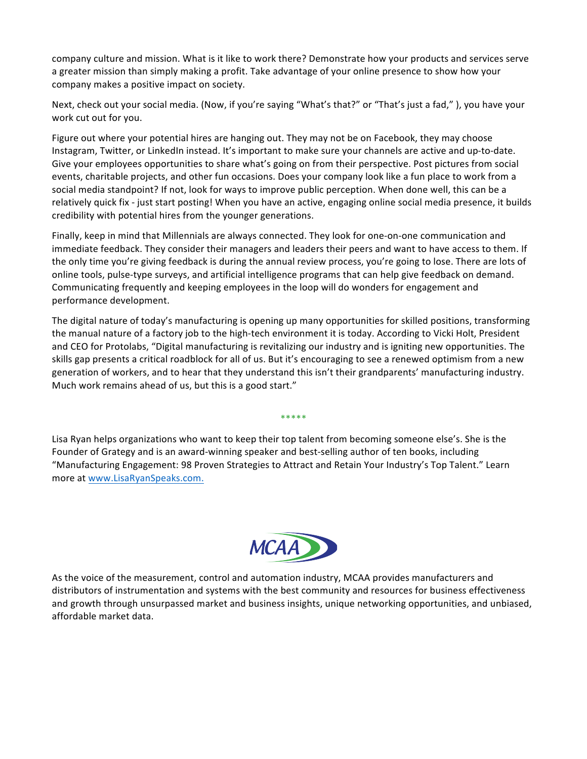company culture and mission. What is it like to work there? Demonstrate how your products and services serve a greater mission than simply making a profit. Take advantage of your online presence to show how your company makes a positive impact on society.

Next, check out your social media. (Now, if you're saying "What's that?" or "That's just a fad," ), you have your work cut out for you.

Figure out where your potential hires are hanging out. They may not be on Facebook, they may choose Instagram, Twitter, or LinkedIn instead. It's important to make sure your channels are active and up-to-date. Give your employees opportunities to share what's going on from their perspective. Post pictures from social events, charitable projects, and other fun occasions. Does your company look like a fun place to work from a social media standpoint? If not, look for ways to improve public perception. When done well, this can be a relatively quick fix - just start posting! When you have an active, engaging online social media presence, it builds credibility with potential hires from the younger generations.

Finally, keep in mind that Millennials are always connected. They look for one-on-one communication and immediate feedback. They consider their managers and leaders their peers and want to have access to them. If the only time you're giving feedback is during the annual review process, you're going to lose. There are lots of online tools, pulse-type surveys, and artificial intelligence programs that can help give feedback on demand. Communicating frequently and keeping employees in the loop will do wonders for engagement and performance development.

The digital nature of today's manufacturing is opening up many opportunities for skilled positions, transforming the manual nature of a factory job to the high-tech environment it is today. According to Vicki Holt, President and CEO for Protolabs, "Digital manufacturing is revitalizing our industry and is igniting new opportunities. The skills gap presents a critical roadblock for all of us. But it's encouraging to see a renewed optimism from a new generation of workers, and to hear that they understand this isn't their grandparents' manufacturing industry. Much work remains ahead of us, but this is a good start."

*****

Lisa Ryan helps organizations who want to keep their top talent from becoming someone else's. She is the Founder of Grategy and is an award-winning speaker and best-selling author of ten books, including "Manufacturing Engagement: 98 Proven Strategies to Attract and Retain Your Industry's Top Talent." Learn more at www.LisaRyanSpeaks.com.

MCAA

As the voice of the measurement, control and automation industry, MCAA provides manufacturers and distributors of instrumentation and systems with the best community and resources for business effectiveness and growth through unsurpassed market and business insights, unique networking opportunities, and unbiased, affordable market data.